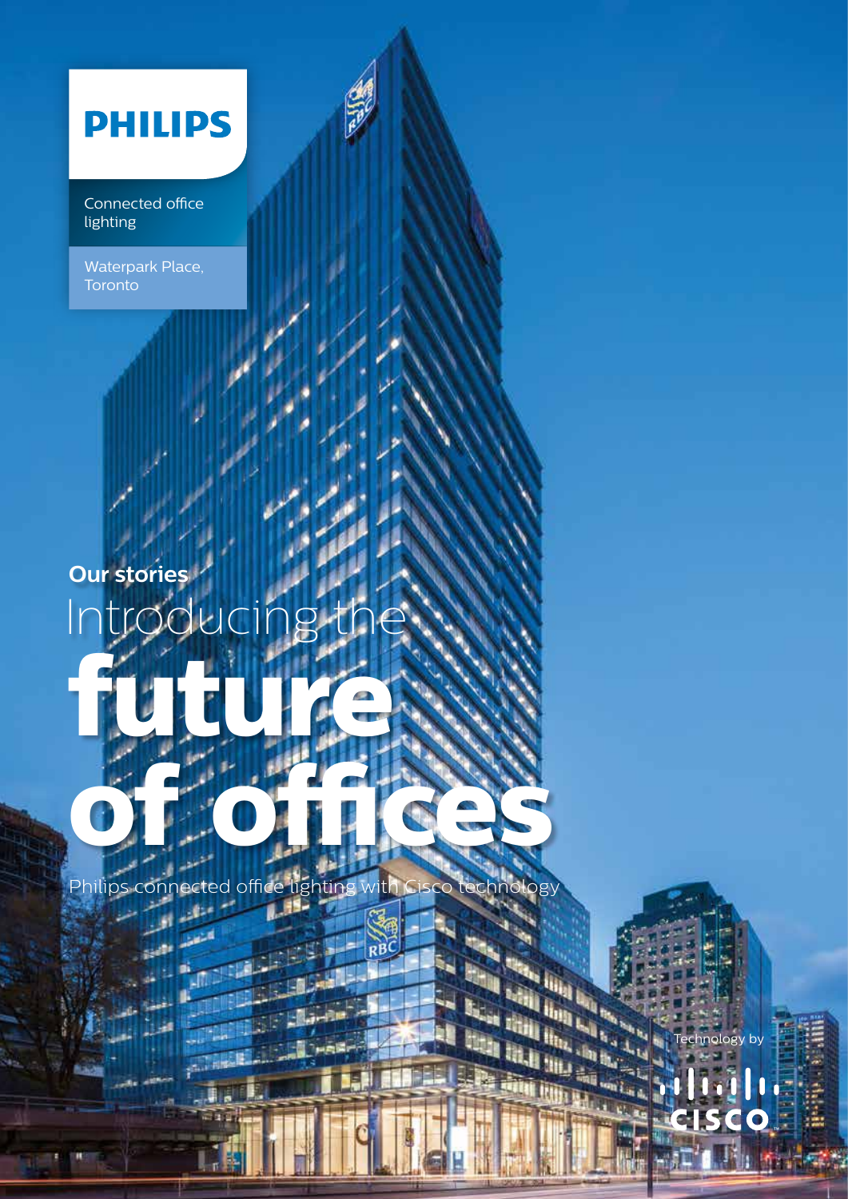PHILIPS

Connected office lighting

Waterpark Place, Toronto

**Our stories**

# Introducing the **future of offices**

Philips connected office lighting with Cisco technology

Technology by

CISCO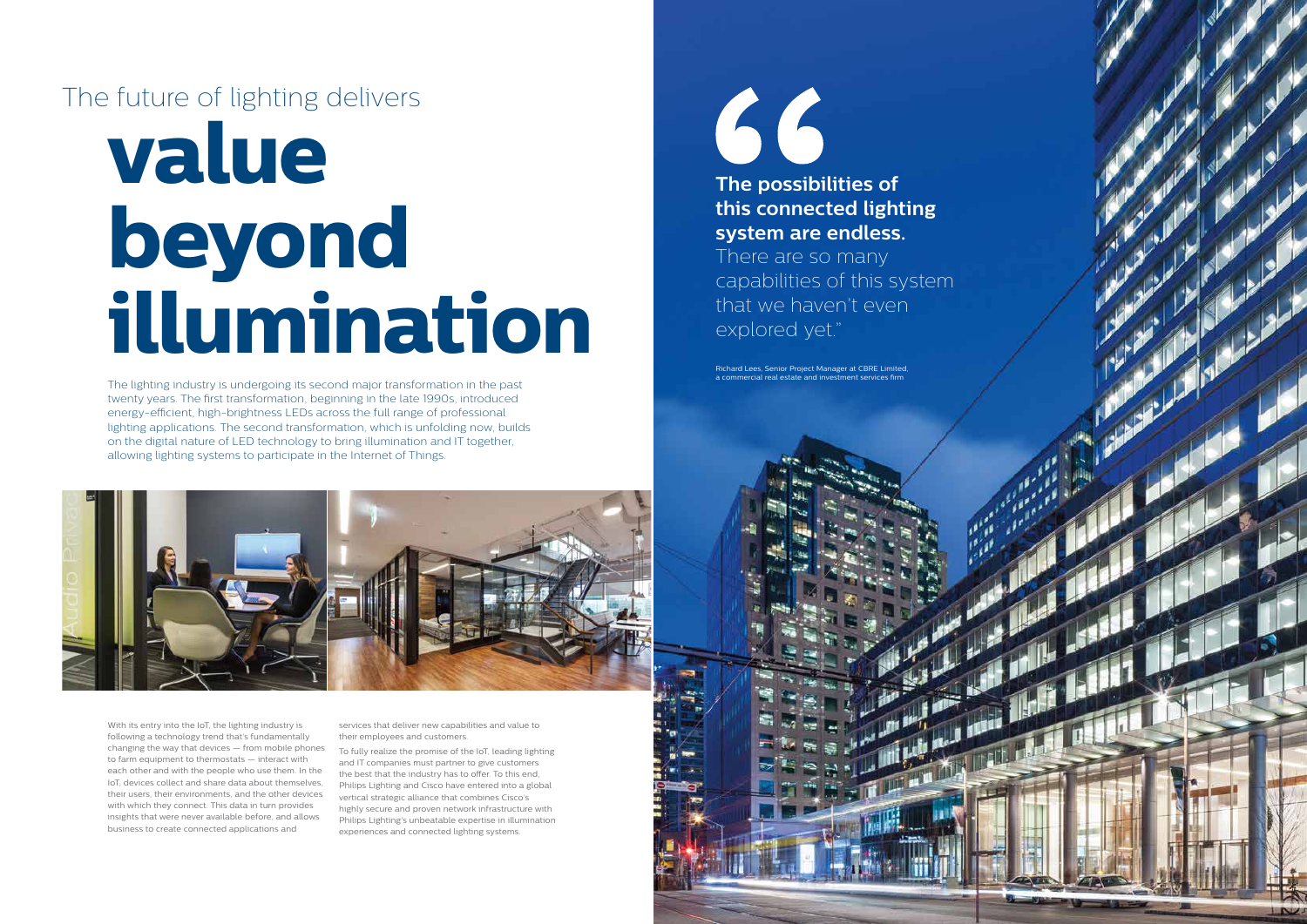The future of lighting delivers

# value beyond illumination

The lighting industry is undergoing its second major transformation in the past twenty years. The first transformation, beginning in the late 1990s, introduced energy-efficient, high-brightness LEDs across the full range of professional lighting applications. The second transformation, which is unfolding now, builds on the digital nature of LED technology to bring illumination and IT together, allowing lighting systems to participate in the Internet of Things.

With its entry into the IoT, the lighting industry is following a technology trend that's fundamentally changing the way that devices — from mobile phones to farm equipment to thermostats — interact with each other and with the people who use them. In the IoT, devices collect and share data about themselves, their users, their environments, and the other devices with which they connect. This data in turn provides insights that were never available before, and allows business to create connected applications and services that deliver new capabilities and value to their employees and customers.

To fully realize the promise of the IoT, leading lighting and IT companies must partner to give customers the best that the industry has to offer. To this end, Philips Lighting and Cisco have entered into a global vertical strategic alliance that combines Cisco's highly secure and proven network infrastructure with Philips Lighting's unbeatable expertise in illumination experiences and connected lighting systems.

> **The possibilities of this connected lighting system are endless.** There are so many capabilities of this system that we haven't even explored yet."
>
> Richard Lees, Senior Project Manager at CBRE Limited, a commercial real estate and investment services firm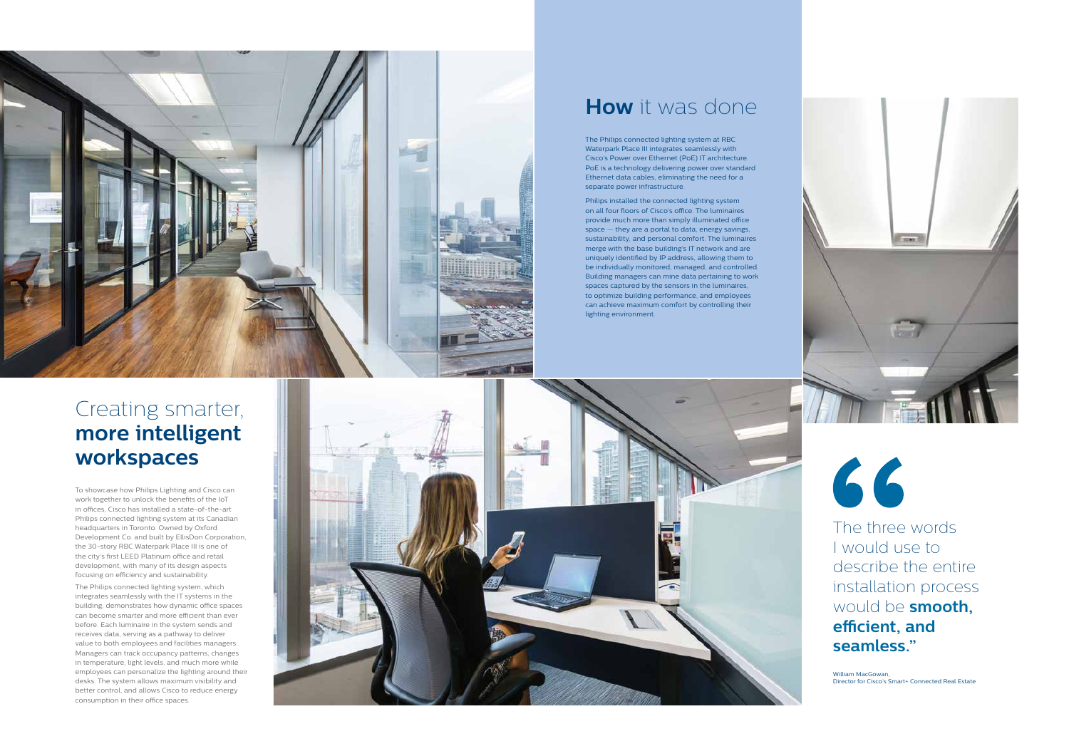## **How** it was done

The Philips connected lighting system at RBC Waterpark Place III integrates seamlessly with Cisco's Power over Ethernet (PoE) IT architecture. PoE is a technology delivering power over standard Ethernet data cables, eliminating the need for a separate power infrastructure.

Philips installed the connected lighting system on all four floors of Cisco's office. The luminaires provide much more than simply illuminated office space — they are a portal to data, energy savings, sustainability, and personal comfort. The luminaires merge with the base building's IT network and are uniquely identified by IP address, allowing them to be individually monitored, managed, and controlled. Building managers can mine data pertaining to work spaces captured by the sensors in the luminaires, to optimize building performance, and employees can achieve maximum comfort by controlling their lighting environment.

## Creating smarter, **more intelligent workspaces**

To showcase how Philips Lighting and Cisco can work together to unlock the benefits of the IoT in offices, Cisco has installed a state-of-the-art Philips connected lighting system at its Canadian headquarters in Toronto. Owned by Oxford Development Co. and built by EllisDon Corporation, the 30-story RBC Waterpark Place III is one of the city's first LEED Platinum office and retail development, with many of its design aspects focusing on efficiency and sustainability.

The Philips connected lighting system, which integrates seamlessly with the IT systems in the building, demonstrates how dynamic office spaces can become smarter and more efficient than ever before. Each luminaire in the system sends and receives data, serving as a pathway to deliver value to both employees and facilities managers. Managers can track occupancy patterns, changes in temperature, light levels, and much more while employees can personalize the lighting around their desks. The system allows maximum visibility and better control, and allows Cisco to reduce energy consumption in their office spaces.

> "The three words I would use to describe the entire installation process would be **smooth, efficient, and seamless.**"
>
> William MacGowan,
> Director for Cisco's Smart+ Connected Real Estate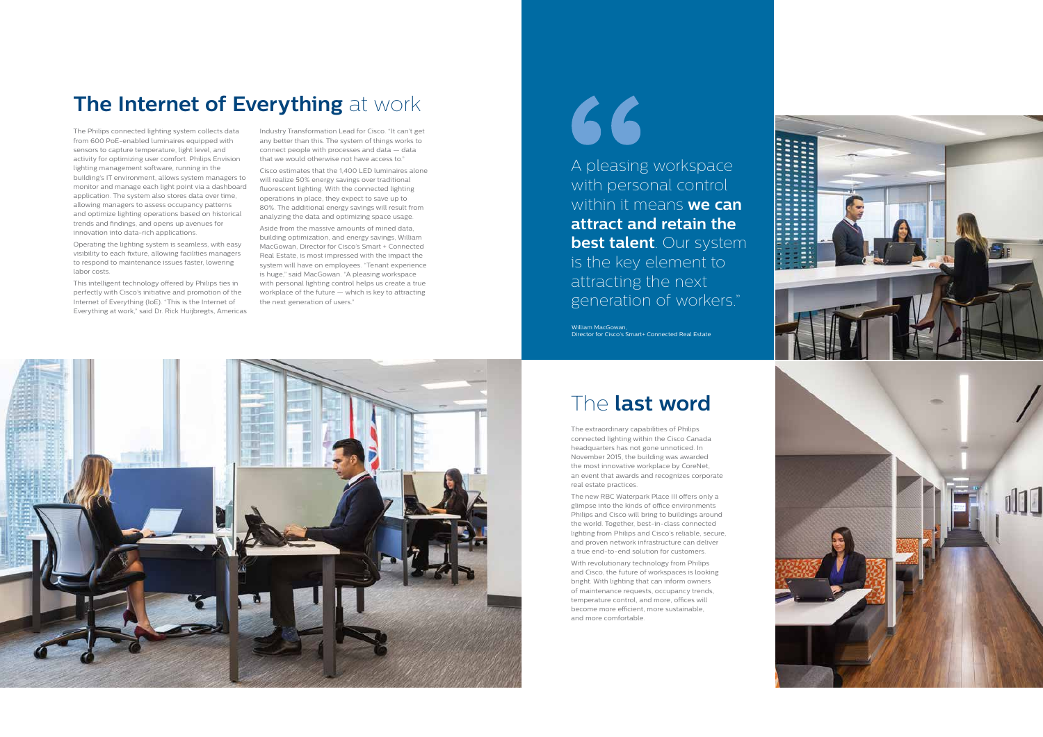# **The Internet of Everything** at work

The Philips connected lighting system collects data from 600 PoE-enabled luminaires equipped with sensors to capture temperature, light level, and activity for optimizing user comfort. Philips Envision lighting management software, running in the building's IT environment, allows system managers to monitor and manage each light point via a dashboard application. The system also stores data over time, allowing managers to assess occupancy patterns and optimize lighting operations based on historical trends and findings, and opens up avenues for innovation into data-rich applications.

Operating the lighting system is seamless, with easy visibility to each fixture, allowing facilities managers to respond to maintenance issues faster, lowering labor costs.

This intelligent technology offered by Philips ties in perfectly with Cisco's initiative and promotion of the Internet of Everything (IoE). "This is the Internet of Everything at work," said Dr. Rick Huijbregts, Americas Industry Transformation Lead for Cisco. "It can't get any better than this. The system of things works to connect people with processes and data — data that we would otherwise not have access to."

Cisco estimates that the 1,400 LED luminaires alone will realize 50% energy savings over traditional fluorescent lighting. With the connected lighting operations in place, they expect to save up to 80%. The additional energy savings will result from analyzing the data and optimizing space usage.

Aside from the massive amounts of mined data, building optimization, and energy savings, William MacGowan, Director for Cisco's Smart + Connected Real Estate, is most impressed with the impact the system will have on employees. "Tenant experience is huge," said MacGowan. "A pleasing workspace with personal lighting control helps us create a true workplace of the future — which is key to attracting the next generation of users."

> A pleasing workspace with personal control within it means **we can attract and retain the best talent**. Our system is the key element to attracting the next generation of workers."
>
> William MacGowan,
> Director for Cisco's Smart+ Connected Real Estate

## The **last word**

The extraordinary capabilities of Philips connected lighting within the Cisco Canada headquarters has not gone unnoticed. In November 2015, the building was awarded the most innovative workplace by CoreNet, an event that awards and recognizes corporate real estate practices.

The new RBC Waterpark Place III offers only a glimpse into the kinds of office environments Philips and Cisco will bring to buildings around the world. Together, best-in-class connected lighting from Philips and Cisco's reliable, secure, and proven network infrastructure can deliver a true end-to-end solution for customers.

With revolutionary technology from Philips and Cisco, the future of workspaces is looking bright. With lighting that can inform owners of maintenance requests, occupancy trends, temperature control, and more, offices will become more efficient, more sustainable, and more comfortable.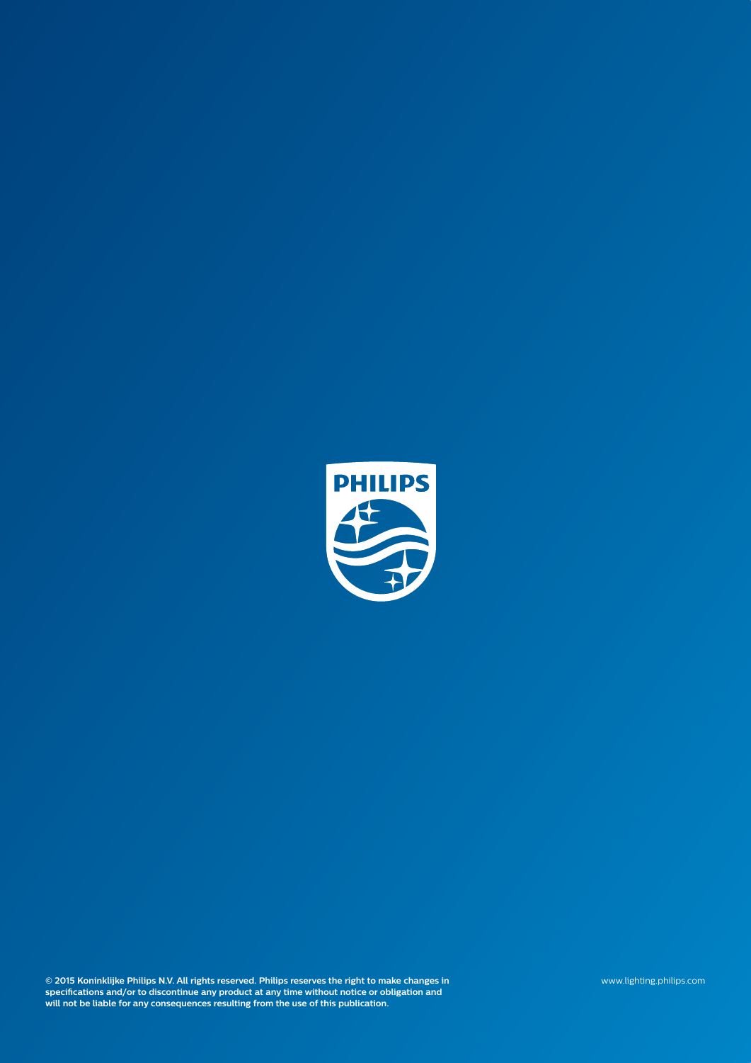PHILIPS

© 2015 Koninklijke Philips N.V. All rights reserved. Philips reserves the right to make changes in specifications and/or to discontinue any product at any time without notice or obligation and will not be liable for any consequences resulting from the use of this publication.

www.lighting.philips.com